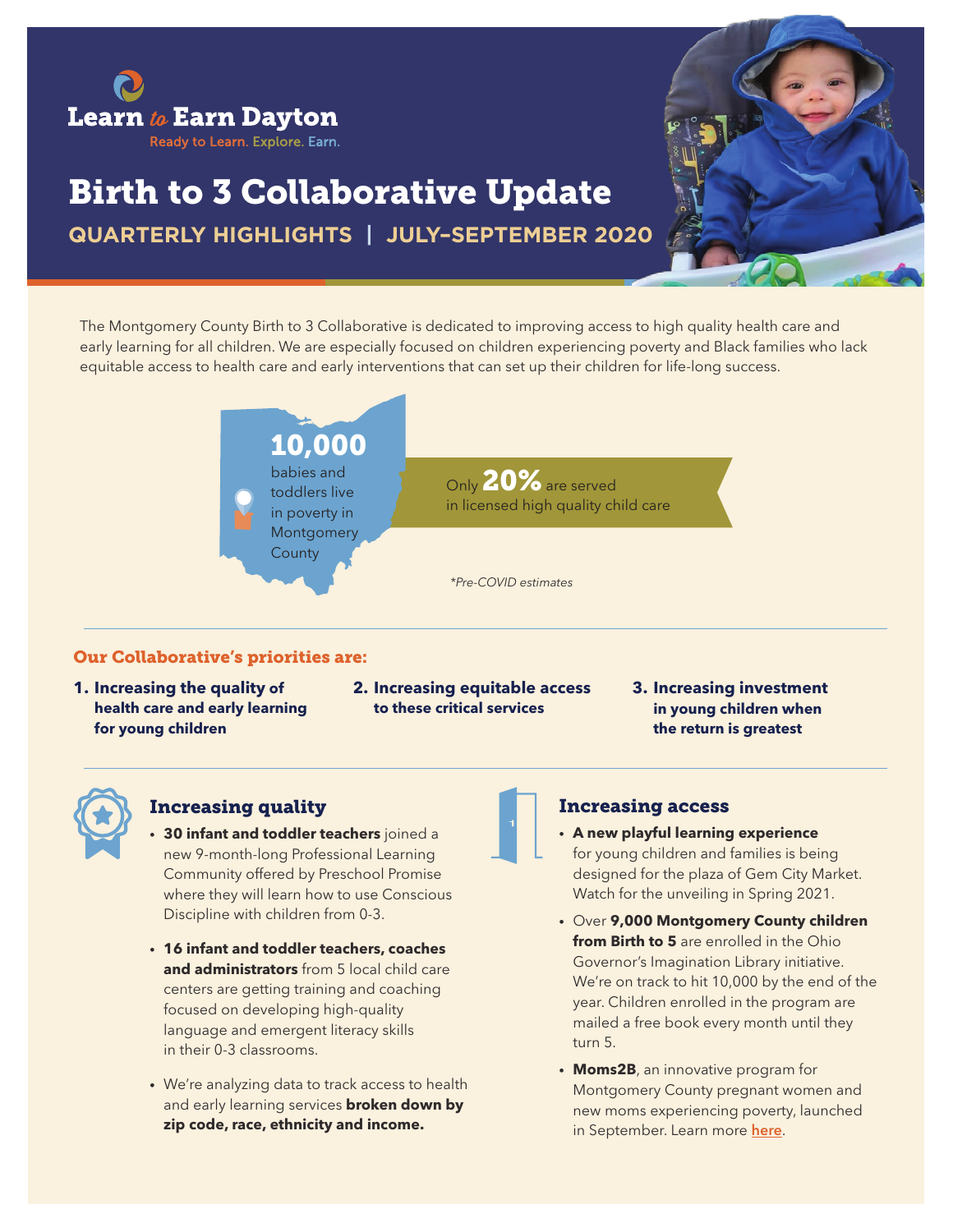Learn to Earn Dayton

Ready to Learn. Explore. Earn.

# Birth to 3 Collaborative Update

## QUARTERLY HIGHLIGHTS | JULY–SEPTEMBER 2020

The Montgomery County Birth to 3 Collaborative is dedicated to improving access to high quality health care and early learning for all children. We are especially focused on children experiencing poverty and Black families who lack equitable access to health care and early interventions that can set up their children for life-long success.

**10,000** babies and toddlers live in poverty in Montgomery County

Only **20%** are served in licensed high quality child care

*\*Pre-COVID estimates*

### Our Collaborative's priorities are:

1. **Increasing the quality of health care and early learning for young children**
2. **Increasing equitable access to these critical services**
3. **Increasing investment in young children when the return is greatest**

### Increasing quality

- **30 infant and toddler teachers** joined a new 9-month-long Professional Learning Community offered by Preschool Promise where they will learn how to use Conscious Discipline with children from 0-3.
- **16 infant and toddler teachers, coaches and administrators** from 5 local child care centers are getting training and coaching focused on developing high-quality language and emergent literacy skills in their 0-3 classrooms.
- We're analyzing data to track access to health and early learning services **broken down by zip code, race, ethnicity and income.**

### Increasing access

- **A new playful learning experience** for young children and families is being designed for the plaza of Gem City Market. Watch for the unveiling in Spring 2021.
- Over **9,000 Montgomery County children from Birth to 5** are enrolled in the Ohio Governor's Imagination Library initiative. We're on track to hit 10,000 by the end of the year. Children enrolled in the program are mailed a free book every month until they turn 5.
- **Moms2B**, an innovative program for Montgomery County pregnant women and new moms experiencing poverty, launched in September. Learn more **here**.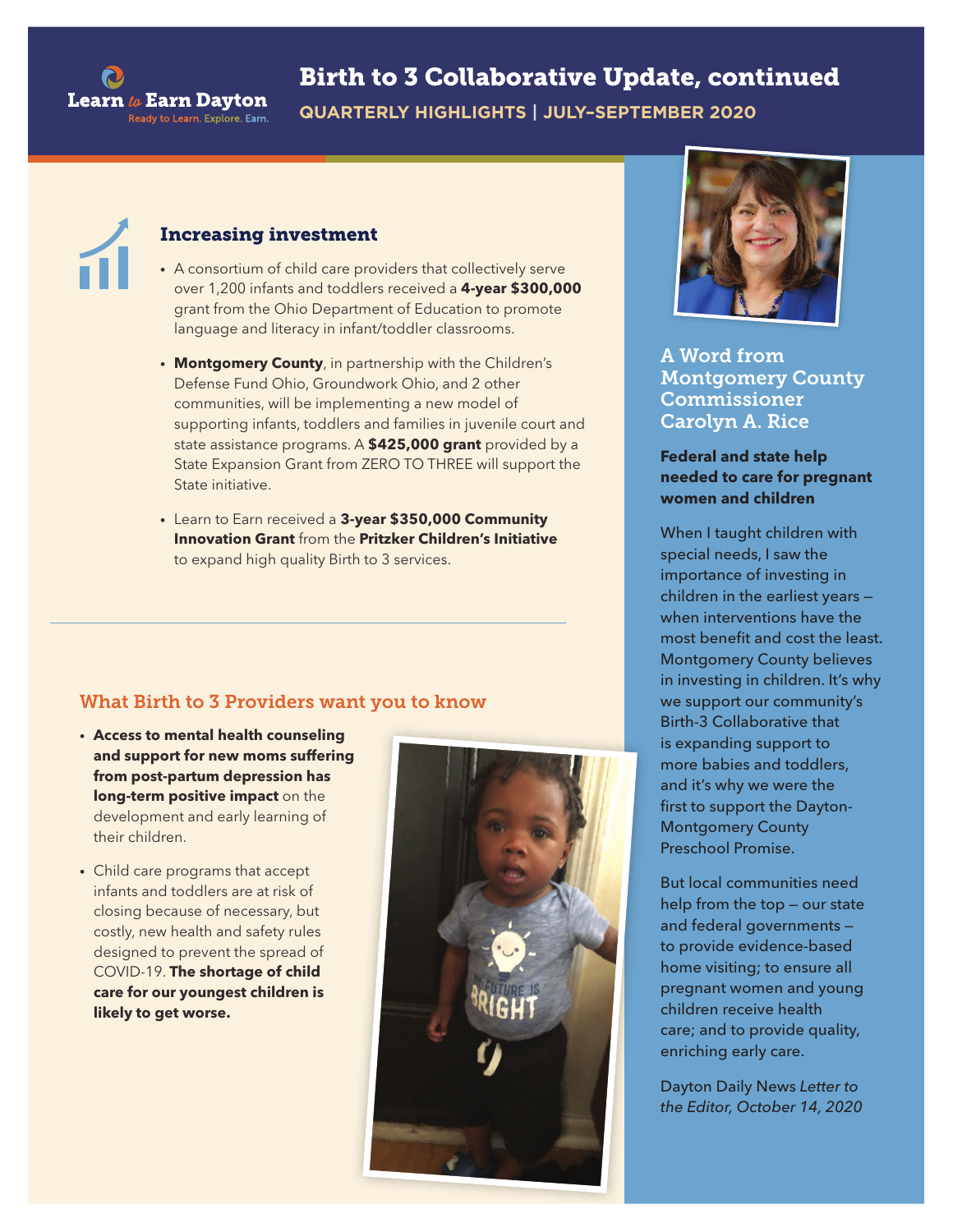# Birth to 3 Collaborative Update, continued

**QUARTERLY HIGHLIGHTS | JULY–SEPTEMBER 2020**

## Increasing investment

- A consortium of child care providers that collectively serve over 1,200 infants and toddlers received a **4-year $300,000** grant from the Ohio Department of Education to promote language and literacy in infant/toddler classrooms.
- **Montgomery County**, in partnership with the Children's Defense Fund Ohio, Groundwork Ohio, and 2 other communities, will be implementing a new model of supporting infants, toddlers and families in juvenile court and state assistance programs. A **$425,000 grant** provided by a State Expansion Grant from ZERO TO THREE will support the State initiative.
- Learn to Earn received a **3-year $350,000 Community Innovation Grant** from the **Pritzker Children's Initiative** to expand high quality Birth to 3 services.

## What Birth to 3 Providers want you to know

- **Access to mental health counseling and support for new moms suffering from post-partum depression has long-term positive impact** on the development and early learning of their children.
- Child care programs that accept infants and toddlers are at risk of closing because of necessary, but costly, new health and safety rules designed to prevent the spread of COVID-19. **The shortage of child care for our youngest children is likely to get worse.**

## A Word from Montgomery County Commissioner Carolyn A. Rice

**Federal and state help needed to care for pregnant women and children**

When I taught children with special needs, I saw the importance of investing in children in the earliest years — when interventions have the most benefit and cost the least. Montgomery County believes in investing in children. It's why we support our community's Birth-3 Collaborative that is expanding support to more babies and toddlers, and it's why we were the first to support the Dayton-Montgomery County Preschool Promise.

But local communities need help from the top — our state and federal governments — to provide evidence-based home visiting; to ensure all pregnant women and young children receive health care; and to provide quality, enriching early care.

Dayton Daily News *Letter to the Editor, October 14, 2020*